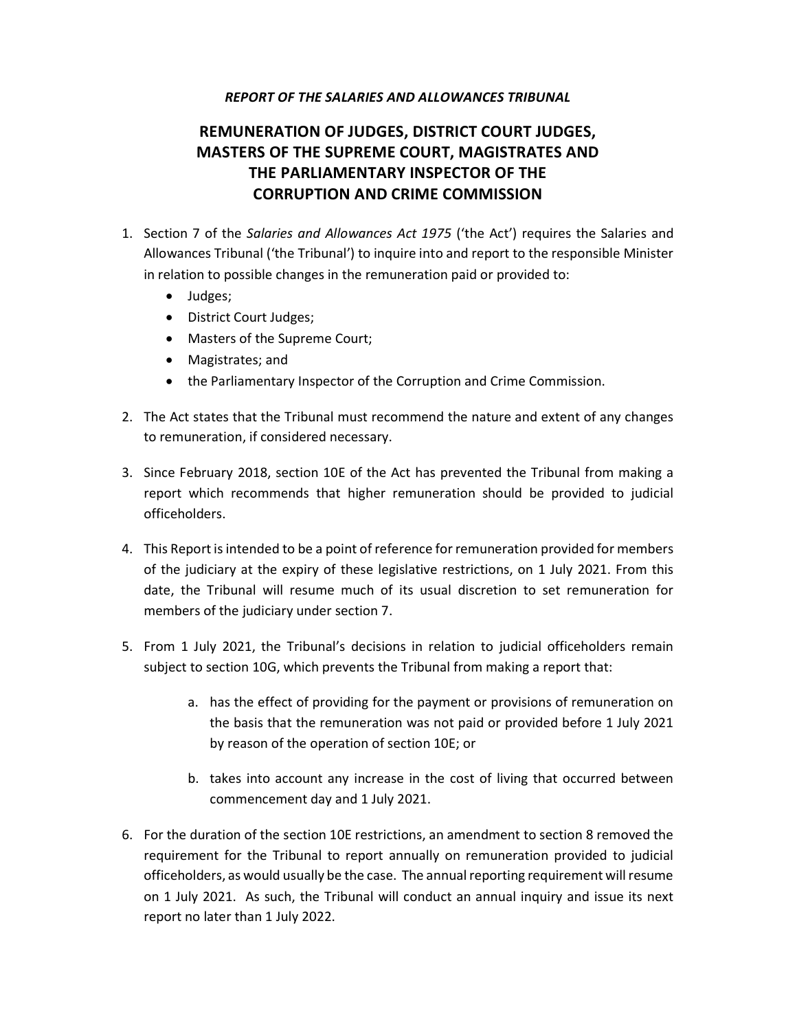*REPORT OF THE SALARIES AND ALLOWANCES TRIBUNAL*

# REMUNERATION OF JUDGES, DISTRICT COURT JUDGES, MASTERS OF THE SUPREME COURT, MAGISTRATES AND THE PARLIAMENTARY INSPECTOR OF THE CORRUPTION AND CRIME COMMISSION

1. Section 7 of the *Salaries and Allowances Act 1975* ('the Act') requires the Salaries and Allowances Tribunal ('the Tribunal') to inquire into and report to the responsible Minister in relation to possible changes in the remuneration paid or provided to:
   - Judges;
   - District Court Judges;
   - Masters of the Supreme Court;
   - Magistrates; and
   - the Parliamentary Inspector of the Corruption and Crime Commission.

2. The Act states that the Tribunal must recommend the nature and extent of any changes to remuneration, if considered necessary.

3. Since February 2018, section 10E of the Act has prevented the Tribunal from making a report which recommends that higher remuneration should be provided to judicial officeholders.

4. This Report is intended to be a point of reference for remuneration provided for members of the judiciary at the expiry of these legislative restrictions, on 1 July 2021. From this date, the Tribunal will resume much of its usual discretion to set remuneration for members of the judiciary under section 7.

5. From 1 July 2021, the Tribunal's decisions in relation to judicial officeholders remain subject to section 10G, which prevents the Tribunal from making a report that:

   a. has the effect of providing for the payment or provisions of remuneration on the basis that the remuneration was not paid or provided before 1 July 2021 by reason of the operation of section 10E; or

   b. takes into account any increase in the cost of living that occurred between commencement day and 1 July 2021.

6. For the duration of the section 10E restrictions, an amendment to section 8 removed the requirement for the Tribunal to report annually on remuneration provided to judicial officeholders, as would usually be the case. The annual reporting requirement will resume on 1 July 2021. As such, the Tribunal will conduct an annual inquiry and issue its next report no later than 1 July 2022.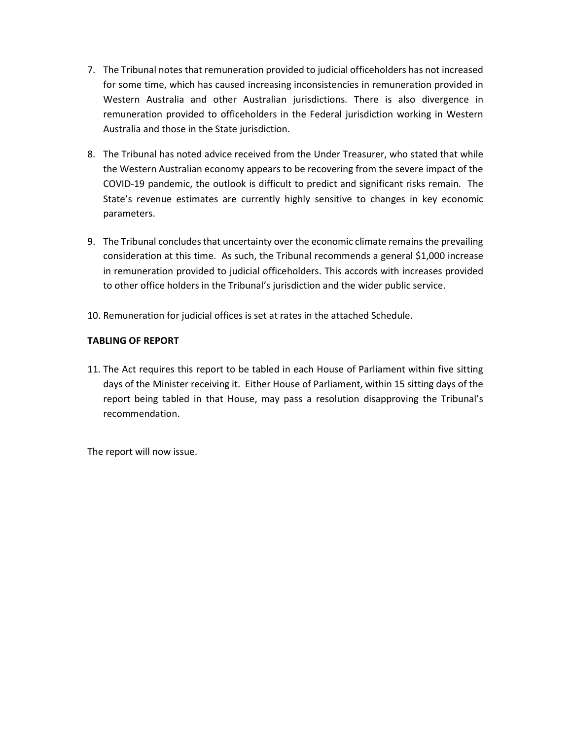7. The Tribunal notes that remuneration provided to judicial officeholders has not increased for some time, which has caused increasing inconsistencies in remuneration provided in Western Australia and other Australian jurisdictions. There is also divergence in remuneration provided to officeholders in the Federal jurisdiction working in Western Australia and those in the State jurisdiction.

8. The Tribunal has noted advice received from the Under Treasurer, who stated that while the Western Australian economy appears to be recovering from the severe impact of the COVID-19 pandemic, the outlook is difficult to predict and significant risks remain. The State's revenue estimates are currently highly sensitive to changes in key economic parameters.

9. The Tribunal concludes that uncertainty over the economic climate remains the prevailing consideration at this time. As such, the Tribunal recommends a general $1,000 increase in remuneration provided to judicial officeholders. This accords with increases provided to other office holders in the Tribunal's jurisdiction and the wider public service.

10. Remuneration for judicial offices is set at rates in the attached Schedule.

**TABLING OF REPORT**

11. The Act requires this report to be tabled in each House of Parliament within five sitting days of the Minister receiving it. Either House of Parliament, within 15 sitting days of the report being tabled in that House, may pass a resolution disapproving the Tribunal's recommendation.

The report will now issue.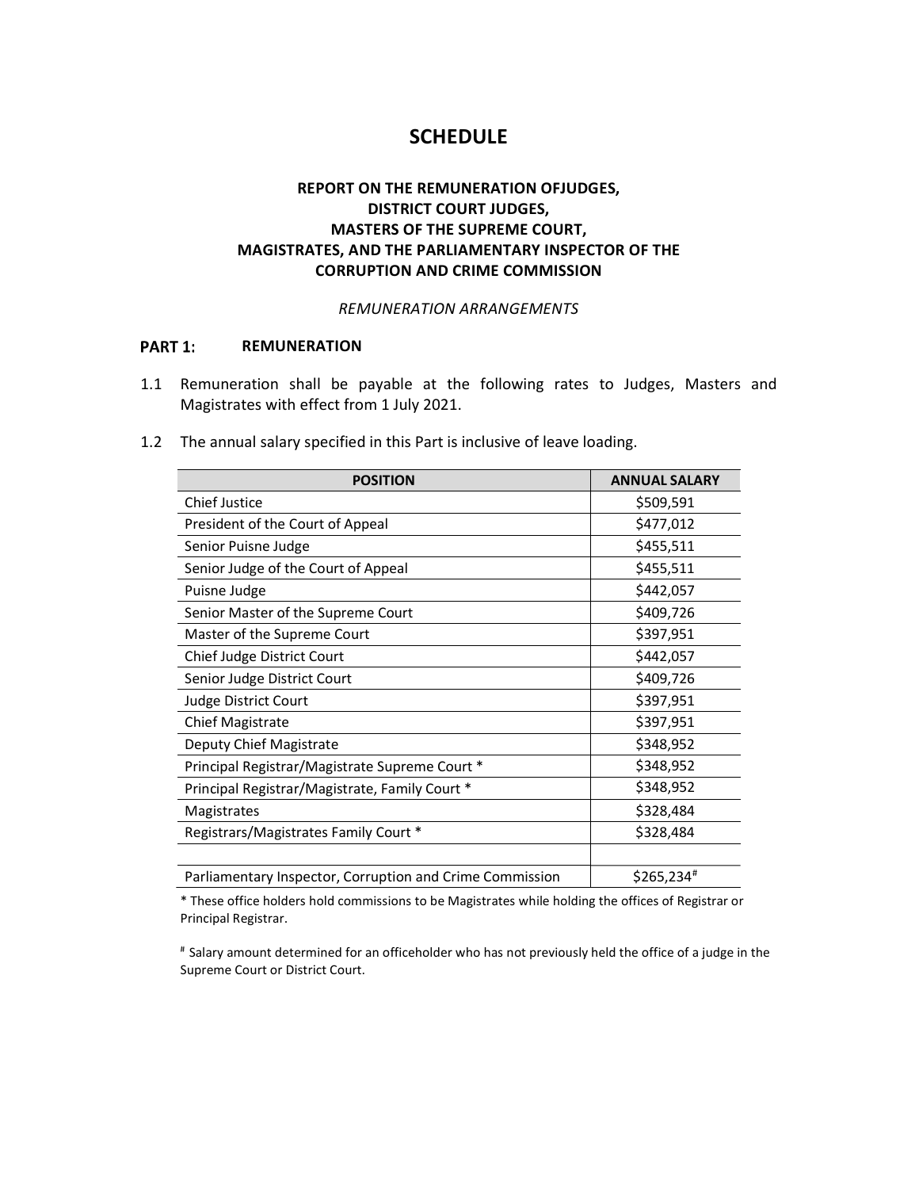# SCHEDULE

## REPORT ON THE REMUNERATION OFJUDGES, DISTRICT COURT JUDGES, MASTERS OF THE SUPREME COURT, MAGISTRATES, AND THE PARLIAMENTARY INSPECTOR OF THE CORRUPTION AND CRIME COMMISSION

*REMUNERATION ARRANGEMENTS*

### PART 1: REMUNERATION

1.1 Remuneration shall be payable at the following rates to Judges, Masters and Magistrates with effect from 1 July 2021.

1.2 The annual salary specified in this Part is inclusive of leave loading.

| POSITION | ANNUAL SALARY |
|---|---|
| Chief Justice | $509,591 |
| President of the Court of Appeal | $477,012 |
| Senior Puisne Judge | $455,511 |
| Senior Judge of the Court of Appeal | $455,511 |
| Puisne Judge | $442,057 |
| Senior Master of the Supreme Court | $409,726 |
| Master of the Supreme Court | $397,951 |
| Chief Judge District Court | $442,057 |
| Senior Judge District Court | $409,726 |
| Judge District Court | $397,951 |
| Chief Magistrate | $397,951 |
| Deputy Chief Magistrate | $348,952 |
| Principal Registrar/Magistrate Supreme Court * | $348,952 |
| Principal Registrar/Magistrate, Family Court * | $348,952 |
| Magistrates | $328,484 |
| Registrars/Magistrates Family Court * | $328,484 |
| | |
| Parliamentary Inspector, Corruption and Crime Commission | $265,234[#] |

* These office holders hold commissions to be Magistrates while holding the offices of Registrar or Principal Registrar.

[#] Salary amount determined for an officeholder who has not previously held the office of a judge in the Supreme Court or District Court.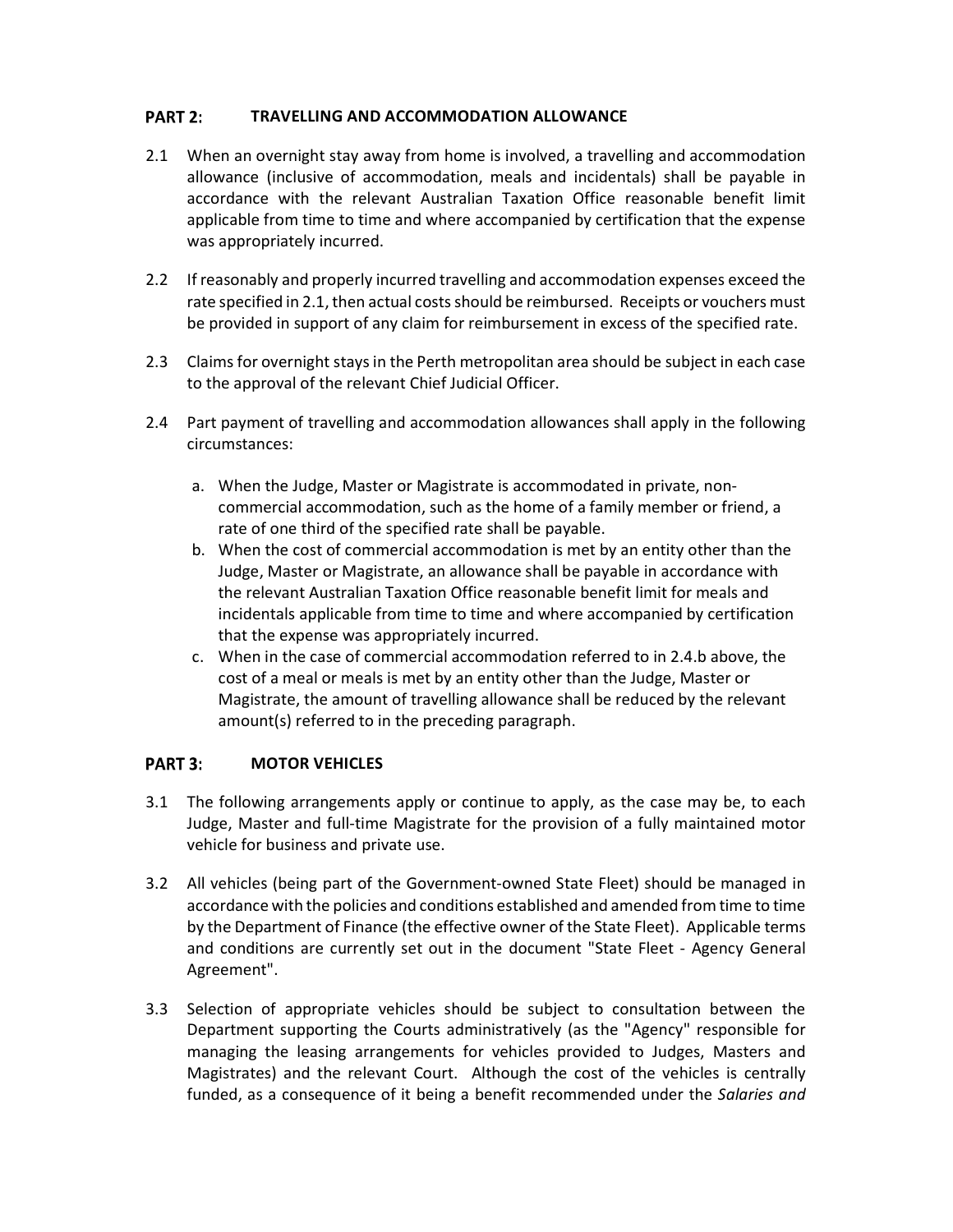## PART 2: TRAVELLING AND ACCOMMODATION ALLOWANCE

2.1 When an overnight stay away from home is involved, a travelling and accommodation allowance (inclusive of accommodation, meals and incidentals) shall be payable in accordance with the relevant Australian Taxation Office reasonable benefit limit applicable from time to time and where accompanied by certification that the expense was appropriately incurred.

2.2 If reasonably and properly incurred travelling and accommodation expenses exceed the rate specified in 2.1, then actual costs should be reimbursed. Receipts or vouchers must be provided in support of any claim for reimbursement in excess of the specified rate.

2.3 Claims for overnight stays in the Perth metropolitan area should be subject in each case to the approval of the relevant Chief Judicial Officer.

2.4 Part payment of travelling and accommodation allowances shall apply in the following circumstances:

a. When the Judge, Master or Magistrate is accommodated in private, non-commercial accommodation, such as the home of a family member or friend, a rate of one third of the specified rate shall be payable.
b. When the cost of commercial accommodation is met by an entity other than the Judge, Master or Magistrate, an allowance shall be payable in accordance with the relevant Australian Taxation Office reasonable benefit limit for meals and incidentals applicable from time to time and where accompanied by certification that the expense was appropriately incurred.
c. When in the case of commercial accommodation referred to in 2.4.b above, the cost of a meal or meals is met by an entity other than the Judge, Master or Magistrate, the amount of travelling allowance shall be reduced by the relevant amount(s) referred to in the preceding paragraph.

## PART 3: MOTOR VEHICLES

3.1 The following arrangements apply or continue to apply, as the case may be, to each Judge, Master and full-time Magistrate for the provision of a fully maintained motor vehicle for business and private use.

3.2 All vehicles (being part of the Government-owned State Fleet) should be managed in accordance with the policies and conditions established and amended from time to time by the Department of Finance (the effective owner of the State Fleet). Applicable terms and conditions are currently set out in the document "State Fleet - Agency General Agreement".

3.3 Selection of appropriate vehicles should be subject to consultation between the Department supporting the Courts administratively (as the "Agency" responsible for managing the leasing arrangements for vehicles provided to Judges, Masters and Magistrates) and the relevant Court. Although the cost of the vehicles is centrally funded, as a consequence of it being a benefit recommended under the *Salaries and*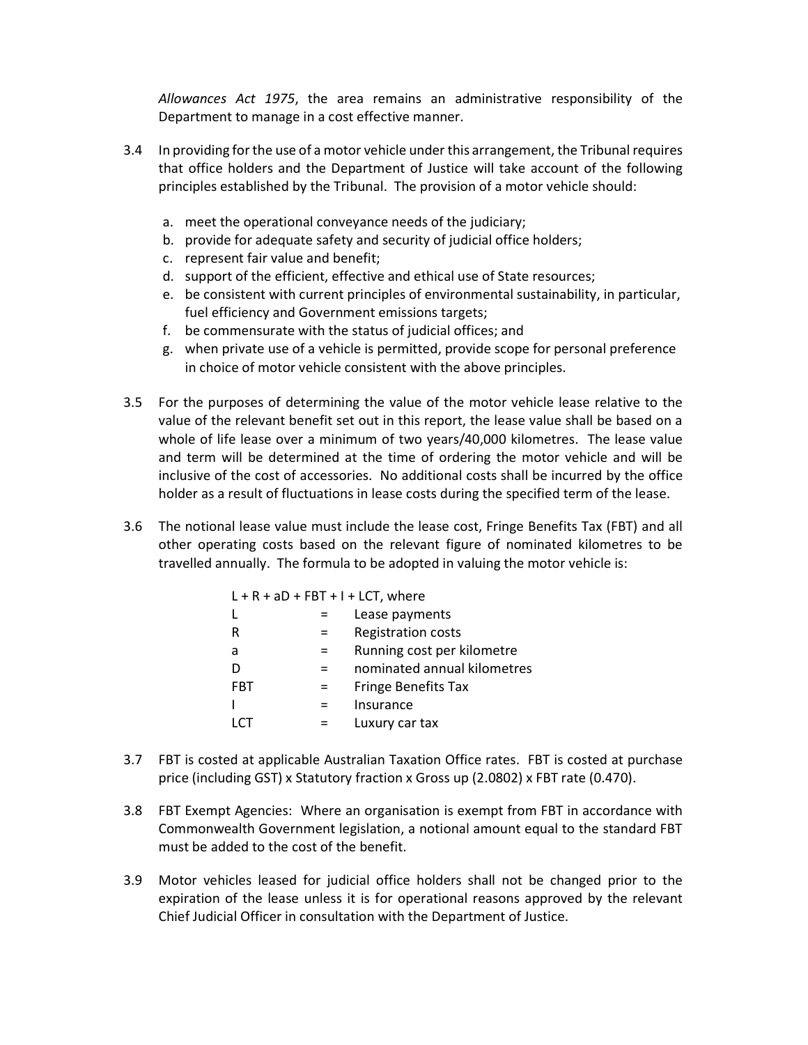*Allowances Act 1975*, the area remains an administrative responsibility of the Department to manage in a cost effective manner.

3.4 In providing for the use of a motor vehicle under this arrangement, the Tribunal requires that office holders and the Department of Justice will take account of the following principles established by the Tribunal. The provision of a motor vehicle should:

   a. meet the operational conveyance needs of the judiciary;
   b. provide for adequate safety and security of judicial office holders;
   c. represent fair value and benefit;
   d. support of the efficient, effective and ethical use of State resources;
   e. be consistent with current principles of environmental sustainability, in particular, fuel efficiency and Government emissions targets;
   f. be commensurate with the status of judicial offices; and
   g. when private use of a vehicle is permitted, provide scope for personal preference in choice of motor vehicle consistent with the above principles.

3.5 For the purposes of determining the value of the motor vehicle lease relative to the value of the relevant benefit set out in this report, the lease value shall be based on a whole of life lease over a minimum of two years/40,000 kilometres. The lease value and term will be determined at the time of ordering the motor vehicle and will be inclusive of the cost of accessories. No additional costs shall be incurred by the office holder as a result of fluctuations in lease costs during the specified term of the lease.

3.6 The notional lease value must include the lease cost, Fringe Benefits Tax (FBT) and all other operating costs based on the relevant figure of nominated kilometres to be travelled annually. The formula to be adopted in valuing the motor vehicle is:

$$L + R + aD + FBT + I + LCT$$

where

| | | |
|---|---|---|
| L | = | Lease payments |
| R | = | Registration costs |
| a | = | Running cost per kilometre |
| D | = | nominated annual kilometres |
| FBT | = | Fringe Benefits Tax |
| I | = | Insurance |
| LCT | = | Luxury car tax |

3.7 FBT is costed at applicable Australian Taxation Office rates. FBT is costed at purchase price (including GST) x Statutory fraction x Gross up (2.0802) x FBT rate (0.470).

3.8 FBT Exempt Agencies: Where an organisation is exempt from FBT in accordance with Commonwealth Government legislation, a notional amount equal to the standard FBT must be added to the cost of the benefit.

3.9 Motor vehicles leased for judicial office holders shall not be changed prior to the expiration of the lease unless it is for operational reasons approved by the relevant Chief Judicial Officer in consultation with the Department of Justice.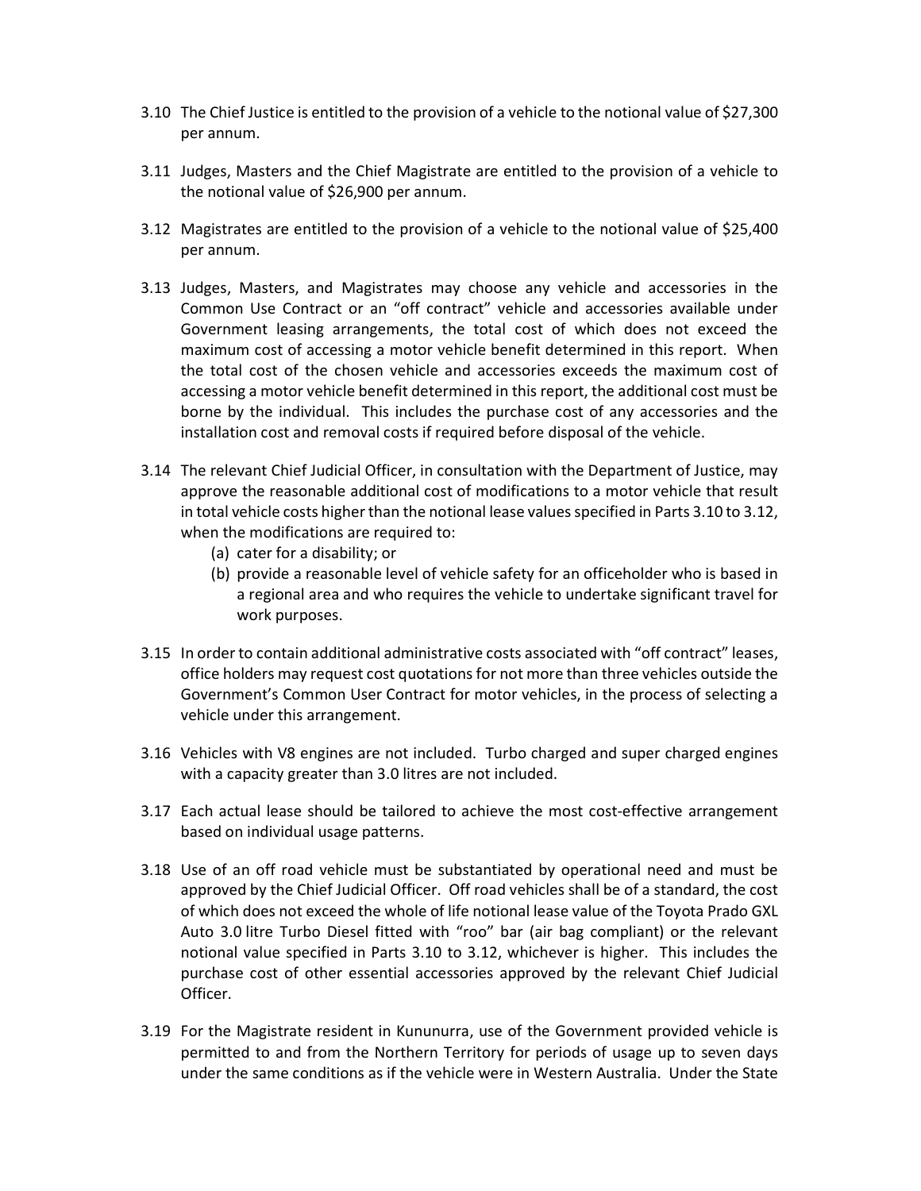3.10 The Chief Justice is entitled to the provision of a vehicle to the notional value of $27,300 per annum.

3.11 Judges, Masters and the Chief Magistrate are entitled to the provision of a vehicle to the notional value of $26,900 per annum.

3.12 Magistrates are entitled to the provision of a vehicle to the notional value of $25,400 per annum.

3.13 Judges, Masters, and Magistrates may choose any vehicle and accessories in the Common Use Contract or an "off contract" vehicle and accessories available under Government leasing arrangements, the total cost of which does not exceed the maximum cost of accessing a motor vehicle benefit determined in this report. When the total cost of the chosen vehicle and accessories exceeds the maximum cost of accessing a motor vehicle benefit determined in this report, the additional cost must be borne by the individual. This includes the purchase cost of any accessories and the installation cost and removal costs if required before disposal of the vehicle.

3.14 The relevant Chief Judicial Officer, in consultation with the Department of Justice, may approve the reasonable additional cost of modifications to a motor vehicle that result in total vehicle costs higher than the notional lease values specified in Parts 3.10 to 3.12, when the modifications are required to:

   (a) cater for a disability; or
   (b) provide a reasonable level of vehicle safety for an officeholder who is based in a regional area and who requires the vehicle to undertake significant travel for work purposes.

3.15 In order to contain additional administrative costs associated with "off contract" leases, office holders may request cost quotations for not more than three vehicles outside the Government's Common User Contract for motor vehicles, in the process of selecting a vehicle under this arrangement.

3.16 Vehicles with V8 engines are not included. Turbo charged and super charged engines with a capacity greater than 3.0 litres are not included.

3.17 Each actual lease should be tailored to achieve the most cost-effective arrangement based on individual usage patterns.

3.18 Use of an off road vehicle must be substantiated by operational need and must be approved by the Chief Judicial Officer. Off road vehicles shall be of a standard, the cost of which does not exceed the whole of life notional lease value of the Toyota Prado GXL Auto 3.0 litre Turbo Diesel fitted with "roo" bar (air bag compliant) or the relevant notional value specified in Parts 3.10 to 3.12, whichever is higher. This includes the purchase cost of other essential accessories approved by the relevant Chief Judicial Officer.

3.19 For the Magistrate resident in Kununurra, use of the Government provided vehicle is permitted to and from the Northern Territory for periods of usage up to seven days under the same conditions as if the vehicle were in Western Australia. Under the State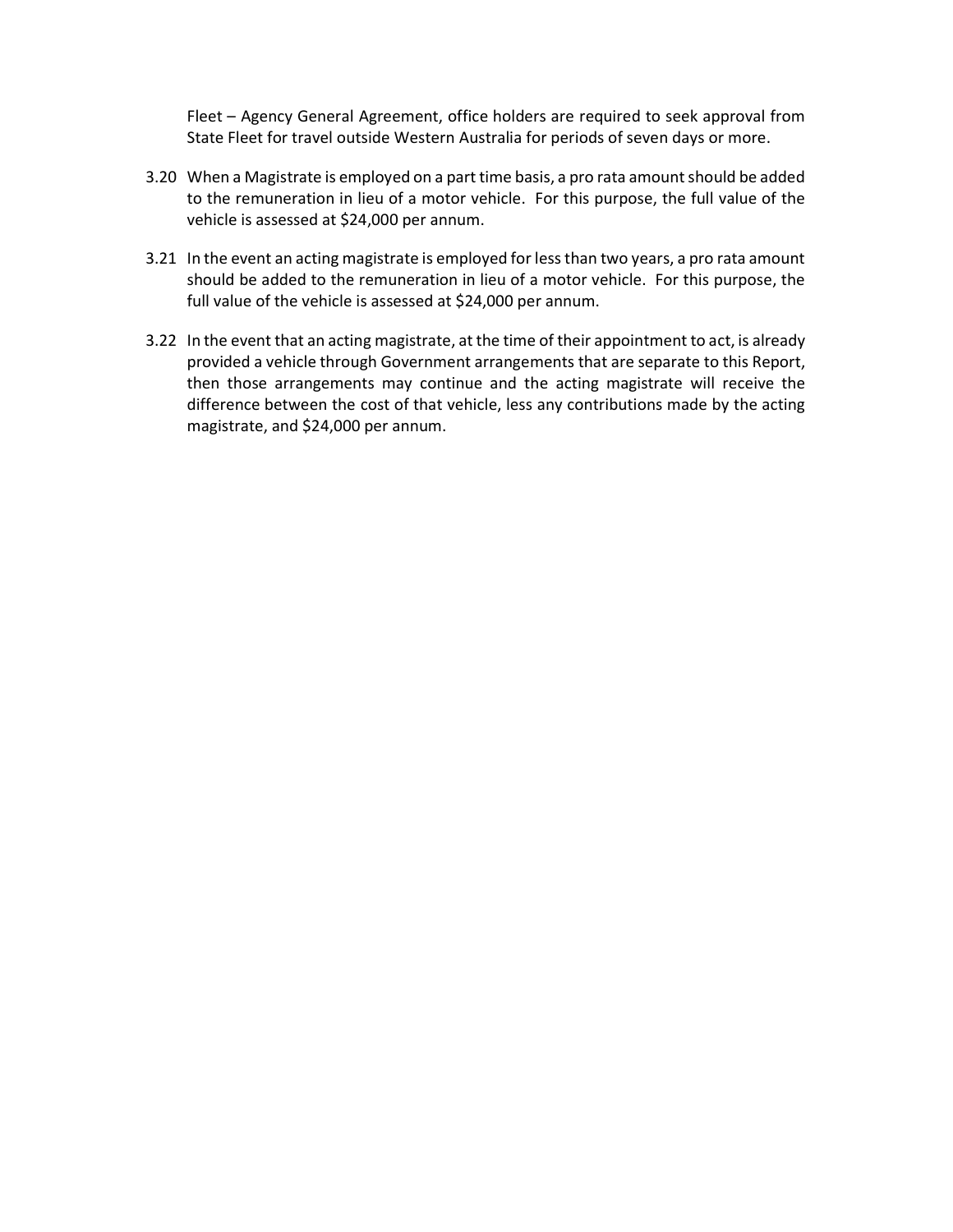Fleet – Agency General Agreement, office holders are required to seek approval from State Fleet for travel outside Western Australia for periods of seven days or more.

3.20 When a Magistrate is employed on a part time basis, a pro rata amount should be added to the remuneration in lieu of a motor vehicle. For this purpose, the full value of the vehicle is assessed at $24,000 per annum.

3.21 In the event an acting magistrate is employed for less than two years, a pro rata amount should be added to the remuneration in lieu of a motor vehicle. For this purpose, the full value of the vehicle is assessed at $24,000 per annum.

3.22 In the event that an acting magistrate, at the time of their appointment to act, is already provided a vehicle through Government arrangements that are separate to this Report, then those arrangements may continue and the acting magistrate will receive the difference between the cost of that vehicle, less any contributions made by the acting magistrate, and $24,000 per annum.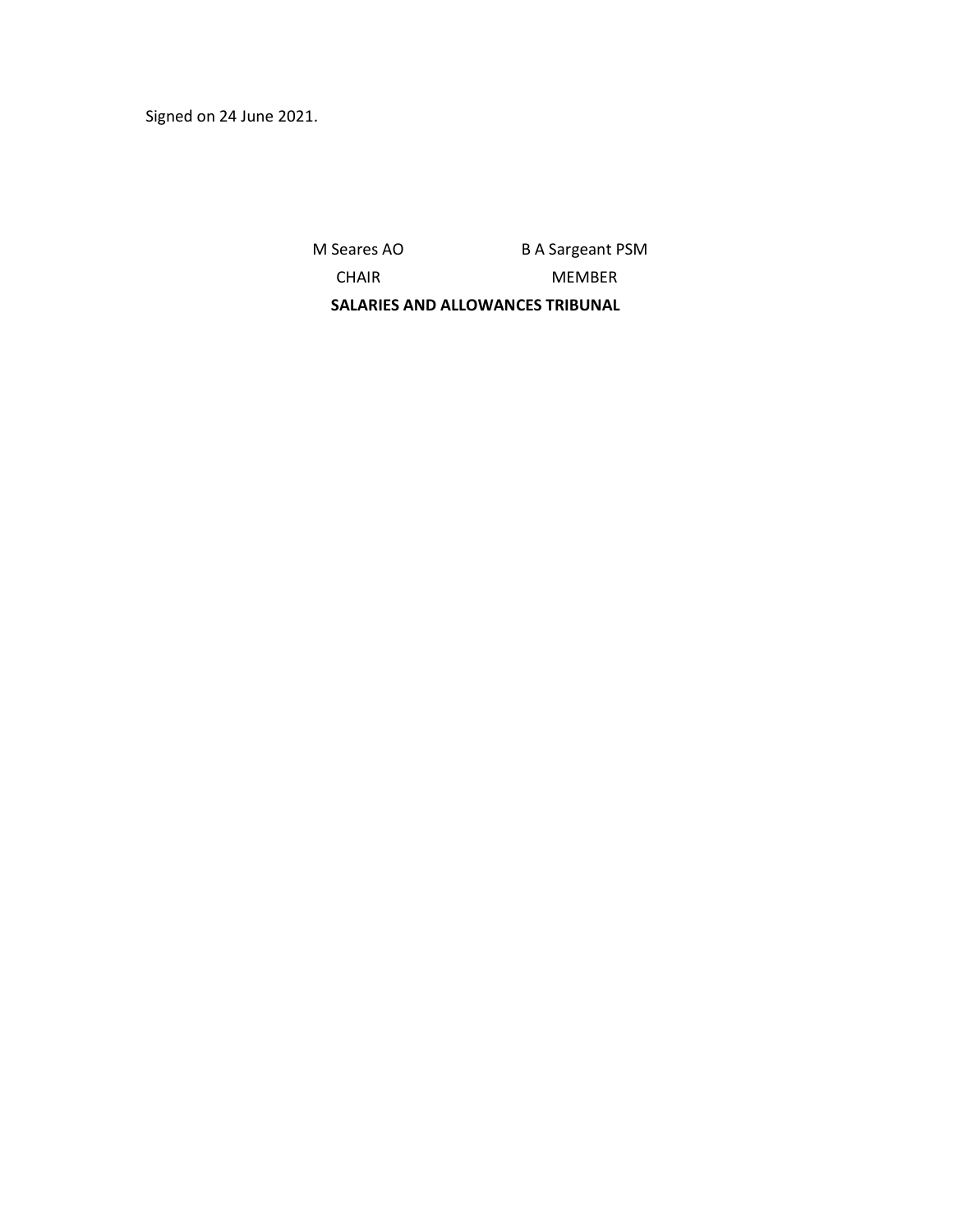Signed on 24 June 2021.

| | |
|---|---|
| M Seares AO | B A Sargeant PSM |
| CHAIR | MEMBER |

**SALARIES AND ALLOWANCES TRIBUNAL**